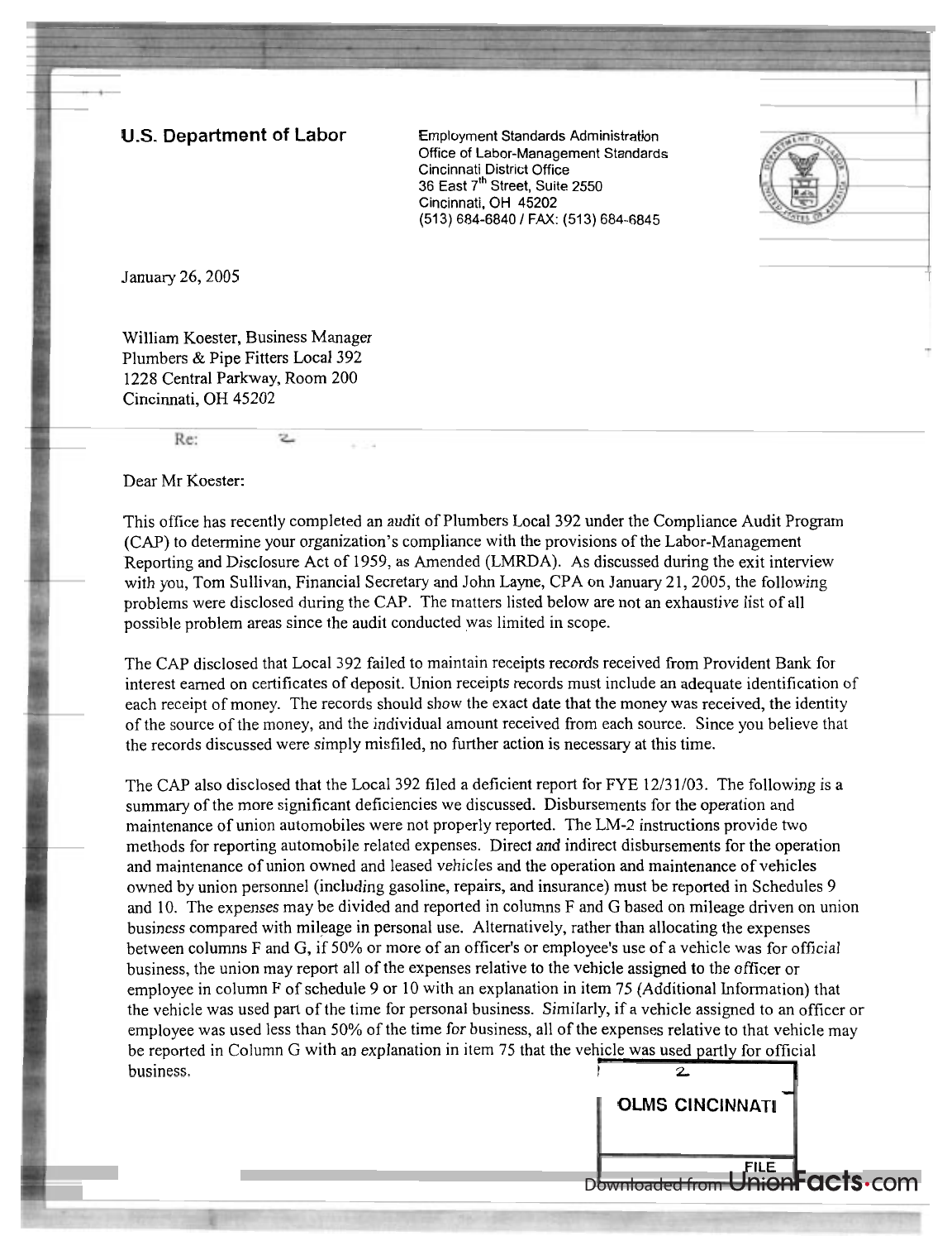**U.S. Department of Labor**

Employment Standards Administration
Office of Labor-Management Standards
Cincinnati District Office
36 East 7th Street, Suite 2550
Cincinnati, OH 45202
(513) 684-6840 / FAX: (513) 684-6845

January 26, 2005

William Koester, Business Manager
Plumbers & Pipe Fitters Local 392
1228 Central Parkway, Room 200
Cincinnati, OH 45202

Re:

Dear Mr Koester:

This office has recently completed an audit of Plumbers Local 392 under the Compliance Audit Program (CAP) to determine your organization's compliance with the provisions of the Labor-Management Reporting and Disclosure Act of 1959, as Amended (LMRDA). As discussed during the exit interview with you, Tom Sullivan, Financial Secretary and John Layne, CPA on January 21, 2005, the following problems were disclosed during the CAP. The matters listed below are not an exhaustive list of all possible problem areas since the audit conducted was limited in scope.

The CAP disclosed that Local 392 failed to maintain receipts records received from Provident Bank for interest earned on certificates of deposit. Union receipts records must include an adequate identification of each receipt of money. The records should show the exact date that the money was received, the identity of the source of the money, and the individual amount received from each source. Since you believe that the records discussed were simply misfiled, no further action is necessary at this time.

The CAP also disclosed that the Local 392 filed a deficient report for FYE 12/31/03. The following is a summary of the more significant deficiencies we discussed. Disbursements for the operation and maintenance of union automobiles were not properly reported. The LM-2 instructions provide two methods for reporting automobile related expenses. Direct and indirect disbursements for the operation and maintenance of union owned and leased vehicles and the operation and maintenance of vehicles owned by union personnel (including gasoline, repairs, and insurance) must be reported in Schedules 9 and 10. The expenses may be divided and reported in columns F and G based on mileage driven on union business compared with mileage in personal use. Alternatively, rather than allocating the expenses between columns F and G, if 50% or more of an officer's or employee's use of a vehicle was for official business, the union may report all of the expenses relative to the vehicle assigned to the officer or employee in column F of schedule 9 or 10 with an explanation in item 75 (Additional Information) that the vehicle was used part of the time for personal business. Similarly, if a vehicle assigned to an officer or employee was used less than 50% of the time for business, all of the expenses relative to that vehicle may be reported in Column G with an explanation in item 75 that the vehicle was used partly for official business.

OLMS CINCINNATI

FILE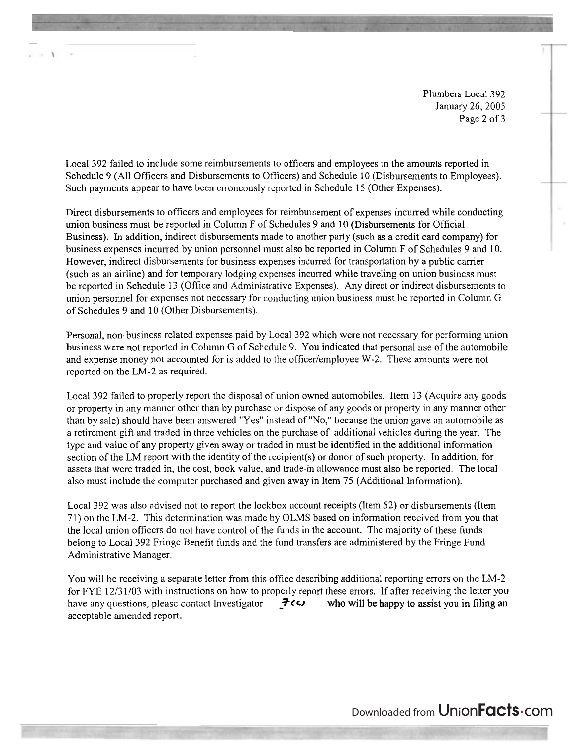Local 392 failed to include some reimbursements to officers and employees in the amounts reported in Schedule 9 (All Officers and Disbursements to Officers) and Schedule 10 (Disbursements to Employees). Such payments appear to have been erroneously reported in Schedule 15 (Other Expenses).

Direct disbursements to officers and employees for reimbursement of expenses incurred while conducting union business must be reported in Column F of Schedules 9 and 10 (Disbursements for Official Business). In addition, indirect disbursements made to another party (such as a credit card company) for business expenses incurred by union personnel must also be reported in Column F of Schedules 9 and 10. However, indirect disbursements for business expenses incurred for transportation by a public carrier (such as an airline) and for temporary lodging expenses incurred while traveling on union business must be reported in Schedule 13 (Office and Administrative Expenses). Any direct or indirect disbursements to union personnel for expenses not necessary for conducting union business must be reported in Column G of Schedules 9 and 10 (Other Disbursements).

Personal, non-business related expenses paid by Local 392 which were not necessary for performing union business were not reported in Column G of Schedule 9. You indicated that personal use of the automobile and expense money not accounted for is added to the officer/employee W-2. These amounts were not reported on the LM-2 as required.

Local 392 failed to properly report the disposal of union owned automobiles. Item 13 (Acquire any goods or property in any manner other than by purchase or dispose of any goods or property in any manner other than by sale) should have been answered "Yes" instead of "No," because the union gave an automobile as a retirement gift and traded in three vehicles on the purchase of additional vehicles during the year. The type and value of any property given away or traded in must be identified in the additional information section of the LM report with the identity of the recipient(s) or donor of such property. In addition, for assets that were traded in, the cost, book value, and trade-in allowance must also be reported. The local also must include the computer purchased and given away in Item 75 (Additional Information).

Local 392 was also advised not to report the lockbox account receipts (Item 52) or disbursements (Item 71) on the LM-2. This determination was made by OLMS based on information received from you that the local union officers do not have control of the funds in the account. The majority of these funds belong to Local 392 Fringe Benefit funds and the fund transfers are administered by the Fringe Fund Administrative Manager.

You will be receiving a separate letter from this office describing additional reporting errors on the LM-2 for FYE 12/31/03 with instructions on how to properly report these errors. If after receiving the letter you have any questions, please contact Investigator 7(c) who will be happy to assist you in filing an acceptable amended report.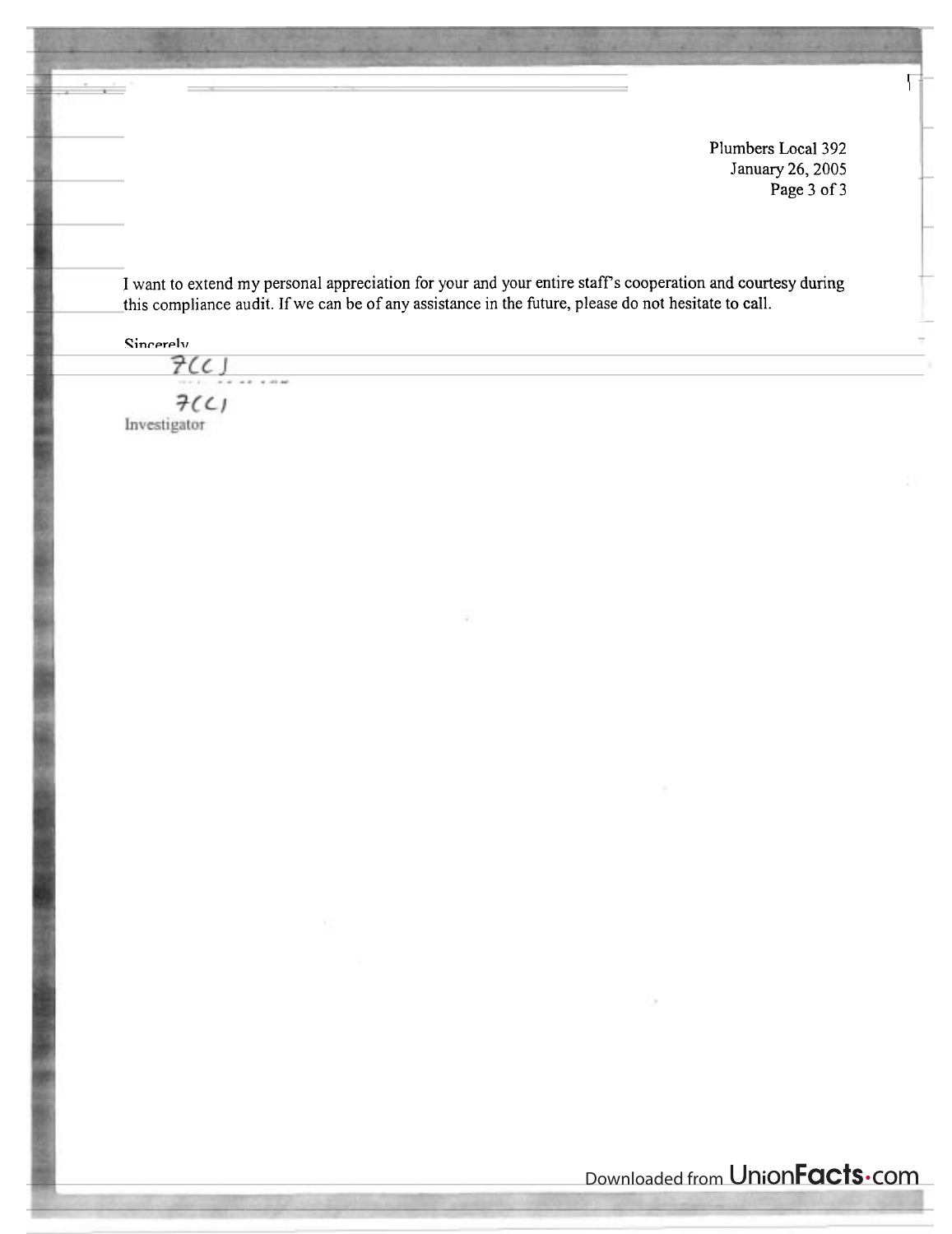Plumbers Local 392
January 26, 2005

I want to extend my personal appreciation for your and your entire staff's cooperation and courtesy during this compliance audit. If we can be of any assistance in the future, please do not hesitate to call.

Sincerely

7(C)

7(C)
Investigator